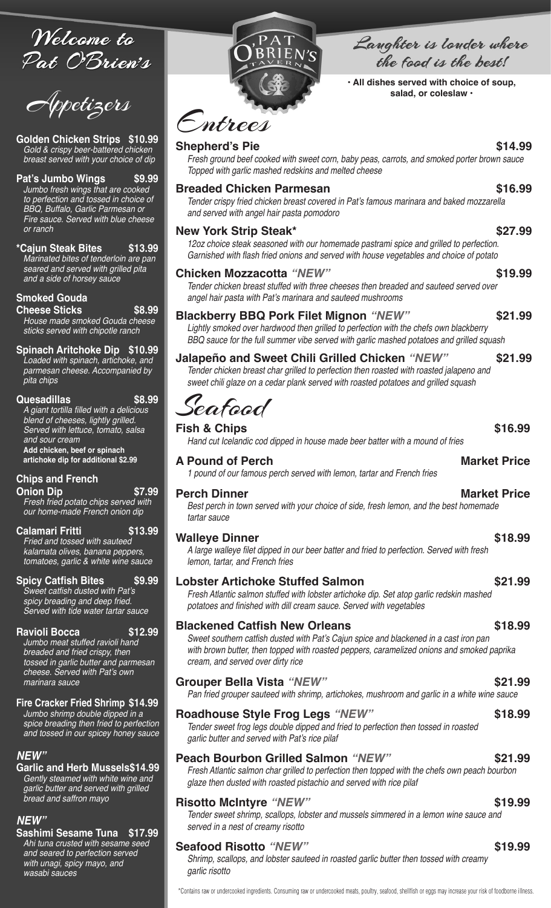# Welcome to Pat O'Brien's

## Appetizers

**Golden Chicken Strips $10.99**
*Gold & crispy beer-battered chicken breast served with your choice of dip*

**Pat's Jumbo Wings $9.99**
*Jumbo fresh wings that are cooked to perfection and tossed in choice of BBQ, Buffalo, Garlic Parmesan or Fire sauce. Served with blue cheese or ranch*

**\*Cajun Steak Bites $13.99**
*Marinated bites of tenderloin are pan seared and served with grilled pita and a side of horsey sauce*

**Smoked Gouda Cheese Sticks $8.99**
*House made smoked Gouda cheese sticks served with chipotle ranch*

**Spinach Aritchoke Dip $10.99**
*Loaded with spinach, artichoke, and parmesan cheese. Accompanied by pita chips*

**Quesadillas $8.99**
*A giant tortilla filled with a delicious blend of cheeses, lightly grilled. Served with lettuce, tomato, salsa and sour cream*
**Add chicken, beef or spinach artichoke dip for additional $2.99**

**Chips and French Onion Dip $7.99**
*Fresh fried potato chips served with our home-made French onion dip*

**Calamari Fritti $13.99**
*Fried and tossed with sauteed kalamata olives, banana peppers, tomatoes, garlic & white wine sauce*

**Spicy Catfish Bites $9.99**
*Sweet catfish dusted with Pat's spicy breading and deep fried. Served with tide water tartar sauce*

**Ravioli Bocca $12.99**
*Jumbo meat stuffed ravioli hand breaded and fried crispy, then tossed in garlic butter and parmesan cheese. Served with Pat's own marinara sauce*

**Fire Cracker Fried Shrimp $14.99**
*Jumbo shrimp double dipped in a spice breading then fried to perfection and tossed in our spicey honey sauce*

*NEW"*
**Garlic and Herb Mussels $14.99**
*Gently steamed with white wine and garlic butter and served with grilled bread and saffron mayo*

*NEW"*
**Sashimi Sesame Tuna $17.99**
*Ahi tuna crusted with sesame seed and seared to perfection served with unagi, spicy mayo, and wasabi sauces*

Pat O'Brien's Tavern

*Laughter is louder where the food is the best!*

**• All dishes served with choice of soup, salad, or coleslaw •**

## Entrees

**Shepherd's Pie $14.99**
*Fresh ground beef cooked with sweet corn, baby peas, carrots, and smoked porter brown sauce Topped with garlic mashed redskins and melted cheese*

**Breaded Chicken Parmesan $16.99**
*Tender crispy fried chicken breast covered in Pat's famous marinara and baked mozzarella and served with angel hair pasta pomodoro*

**New York Strip Steak\* $27.99**
*12oz choice steak seasoned with our homemade pastrami spice and grilled to perfection. Garnished with flash fried onions and served with house vegetables and choice of potato*

**Chicken Mozzacotta *"NEW"* $19.99**
*Tender chicken breast stuffed with three cheeses then breaded and sauteed served over angel hair pasta with Pat's marinara and sauteed mushrooms*

**Blackberry BBQ Pork Filet Mignon *"NEW"* $21.99**
*Lightly smoked over hardwood then grilled to perfection with the chefs own blackberry BBQ sauce for the full summer vibe served with garlic mashed potatoes and grilled squash*

**Jalapeño and Sweet Chili Grilled Chicken *"NEW"* $21.99**
*Tender chicken breast char grilled to perfection then roasted with roasted jalapeno and sweet chili glaze on a cedar plank served with roasted potatoes and grilled squash*

## Seafood

**Fish & Chips $16.99**
*Hand cut Icelandic cod dipped in house made beer batter with a mound of fries*

**A Pound of Perch Market Price**
*1 pound of our famous perch served with lemon, tartar and French fries*

**Perch Dinner Market Price**
*Best perch in town served with your choice of side, fresh lemon, and the best homemade tartar sauce*

**Walleye Dinner $18.99**
*A large walleye filet dipped in our beer batter and fried to perfection. Served with fresh lemon, tartar, and French fries*

**Lobster Artichoke Stuffed Salmon $21.99**
*Fresh Atlantic salmon stuffed with lobster artichoke dip. Set atop garlic redskin mashed potatoes and finished with dill cream sauce. Served with vegetables*

**Blackened Catfish New Orleans $18.99**
*Sweet southern catfish dusted with Pat's Cajun spice and blackened in a cast iron pan with brown butter, then topped with roasted peppers, caramelized onions and smoked paprika cream, and served over dirty rice*

**Grouper Bella Vista *"NEW"* $21.99**
*Pan fried grouper sauteed with shrimp, artichokes, mushroom and garlic in a white wine sauce*

**Roadhouse Style Frog Legs *"NEW"* $18.99**
*Tender sweet frog legs double dipped and fried to perfection then tossed in roasted garlic butter and served with Pat's rice pilaf*

**Peach Bourbon Grilled Salmon *"NEW"* $21.99**
*Fresh Atlantic salmon char grilled to perfection then topped with the chefs own peach bourbon glaze then dusted with roasted pistachio and served with rice pilaf*

**Risotto McIntyre *"NEW"* $19.99**
*Tender sweet shrimp, scallops, lobster and mussels simmered in a lemon wine sauce and served in a nest of creamy risotto*

**Seafood Risotto *"NEW"* $19.99**
*Shrimp, scallops, and lobster sauteed in roasted garlic butter then tossed with creamy garlic risotto*

\*Contains raw or undercooked ingredients. Consuming raw or undercooked meats, poultry, seafood, shellfish or eggs may increase your risk of foodborne illness.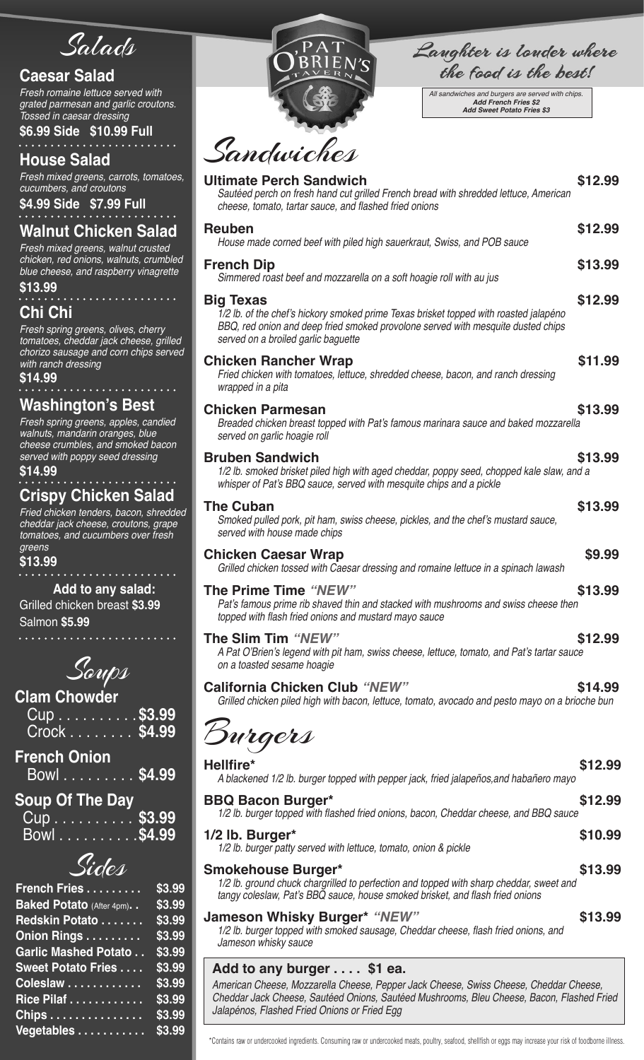# Salads

## Caesar Salad
*Fresh romaine lettuce served with grated parmesan and garlic croutons. Tossed in caesar dressing*

**$6.99 Side $10.99 Full**

## House Salad
*Fresh mixed greens, carrots, tomatoes, cucumbers, and croutons*

**$4.99 Side $7.99 Full**

## Walnut Chicken Salad
*Fresh mixed greens, walnut crusted chicken, red onions, walnuts, crumbled blue cheese, and raspberry vinagrette*

**$13.99**

## Chi Chi
*Fresh spring greens, olives, cherry tomatoes, cheddar jack cheese, grilled chorizo sausage and corn chips served with ranch dressing*

**$14.99**

## Washington's Best
*Fresh spring greens, apples, candied walnuts, mandarin oranges, blue cheese crumbles, and smoked bacon served with poppy seed dressing*

**$14.99**

## Crispy Chicken Salad
*Fried chicken tenders, bacon, shredded cheddar jack cheese, croutons, grape tomatoes, and cucumbers over fresh greens*

**$13.99**

**Add to any salad:**
Grilled chicken breast **$3.99**
Salmon **$5.99**

# Soups

**Clam Chowder**
Cup .......... **$3.99**
Crock ........ **$4.99**

**French Onion**
Bowl ......... **$4.99**

**Soup Of The Day**
Cup .......... **$3.99**
Bowl .......... **$4.99**

# Sides

| | |
|---|---|
| French Fries | $3.99 |
| Baked Potato (After 4pm) | $3.99 |
| Redskin Potato | $3.99 |
| Onion Rings | $3.99 |
| Garlic Mashed Potato | $3.99 |
| Sweet Potato Fries | $3.99 |
| Coleslaw | $3.99 |
| Rice Pilaf | $3.99 |
| Chips | $3.99 |
| Vegetables | $3.99 |

PAT O'BRIEN'S TAVERN

*Laughter is louder where the food is the best!*

*All sandwiches and burgers are served with chips.*
***Add French Fries $2***
***Add Sweet Potato Fries $3***

# Sandwiches

**Ultimate Perch Sandwich** **$12.99**
*Sautéed perch on fresh hand cut grilled French bread with shredded lettuce, American cheese, tomato, tartar sauce, and flashed fried onions*

**Reuben** **$12.99**
*House made corned beef with piled high sauerkraut, Swiss, and POB sauce*

**French Dip** **$13.99**
*Simmered roast beef and mozzarella on a soft hoagie roll with au jus*

**Big Texas** **$12.99**
*1/2 lb. of the chef's hickory smoked prime Texas brisket topped with roasted jalapéno BBQ, red onion and deep fried smoked provolone served with mesquite dusted chips served on a broiled garlic baguette*

**Chicken Rancher Wrap** **$11.99**
*Fried chicken with tomatoes, lettuce, shredded cheese, bacon, and ranch dressing wrapped in a pita*

**Chicken Parmesan** **$13.99**
*Breaded chicken breast topped with Pat's famous marinara sauce and baked mozzarella served on garlic hoagie roll*

**Bruben Sandwich** **$13.99**
*1/2 lb. smoked brisket piled high with aged cheddar, poppy seed, chopped kale slaw, and a whisper of Pat's BBQ sauce, served with mesquite chips and a pickle*

**The Cuban** **$13.99**
*Smoked pulled pork, pit ham, swiss cheese, pickles, and the chef's mustard sauce, served with house made chips*

**Chicken Caesar Wrap** **$9.99**
*Grilled chicken tossed with Caesar dressing and romaine lettuce in a spinach lawash*

**The Prime Time *"NEW"*** **$13.99**
*Pat's famous prime rib shaved thin and stacked with mushrooms and swiss cheese then topped with flash fried onions and mustard mayo sauce*

**The Slim Tim *"NEW"*** **$12.99**
*A Pat O'Brien's legend with pit ham, swiss cheese, lettuce, tomato, and Pat's tartar sauce on a toasted sesame hoagie*

**California Chicken Club *"NEW"*** **$14.99**
*Grilled chicken piled high with bacon, lettuce, tomato, avocado and pesto mayo on a brioche bun*

# Burgers

**Hellfire*** **$12.99**
*A blackened 1/2 lb. burger topped with pepper jack, fried jalapeños,and habañero mayo*

**BBQ Bacon Burger*** **$12.99**
*1/2 lb. burger topped with flashed fried onions, bacon, Cheddar cheese, and BBQ sauce*

**1/2 lb. Burger*** **$10.99**
*1/2 lb. burger patty served with lettuce, tomato, onion & pickle*

**Smokehouse Burger*** **$13.99**
*1/2 lb. ground chuck chargrilled to perfection and topped with sharp cheddar, sweet and tangy coleslaw, Pat's BBQ sauce, house smoked brisket, and flash fried onions*

**Jameson Whisky Burger* *"NEW"*** **$13.99**
*1/2 lb. burger topped with smoked sausage, Cheddar cheese, flash fried onions, and Jameson whisky sauce*

**Add to any burger .... $1 ea.**
*American Cheese, Mozzarella Cheese, Pepper Jack Cheese, Swiss Cheese, Cheddar Cheese, Cheddar Jack Cheese, Sautéed Onions, Sautéed Mushrooms, Bleu Cheese, Bacon, Flashed Fried Jalapénos, Flashed Fried Onions or Fried Egg*

*Contains raw or undercooked ingredients. Consuming raw or undercooked meats, poultry, seafood, shellfish or eggs may increase your risk of foodborne illness.